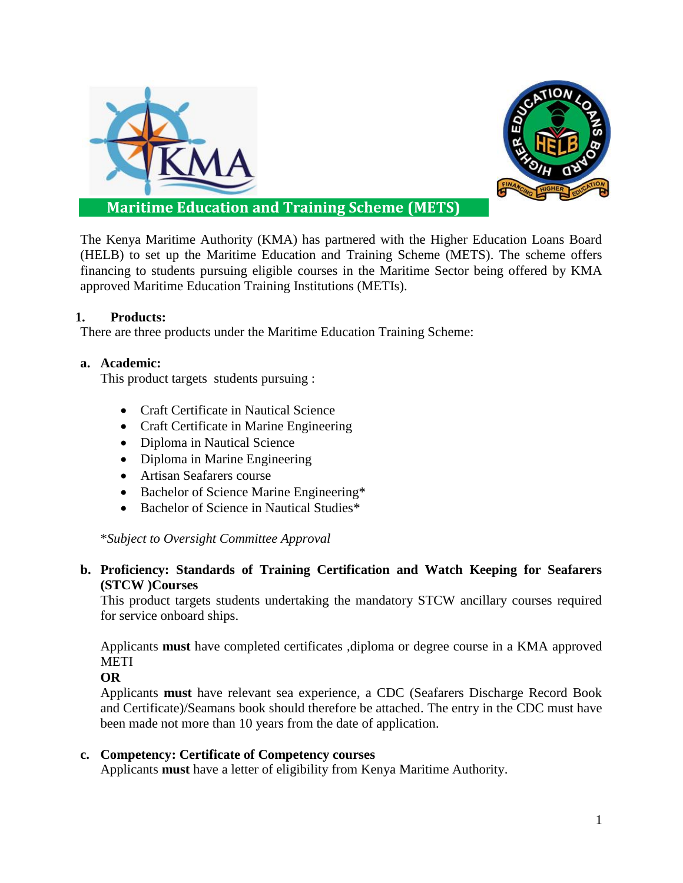# Maritime Education and Training Scheme (METS)

The Kenya Maritime Authority (KMA) has partnered with the Higher Education Loans Board (HELB) to set up the Maritime Education and Training Scheme (METS). The scheme offers financing to students pursuing eligible courses in the Maritime Sector being offered by KMA approved Maritime Education Training Institutions (METIs).

## 1. Products:

There are three products under the Maritime Education Training Scheme:

### a. Academic:

This product targets students pursuing :

- Craft Certificate in Nautical Science
- Craft Certificate in Marine Engineering
- Diploma in Nautical Science
- Diploma in Marine Engineering
- Artisan Seafarers course
- Bachelor of Science Marine Engineering*
- Bachelor of Science in Nautical Studies*

**Subject to Oversight Committee Approval*

### b. Proficiency: Standards of Training Certification and Watch Keeping for Seafarers (STCW )Courses

This product targets students undertaking the mandatory STCW ancillary courses required for service onboard ships.

Applicants **must** have completed certificates ,diploma or degree course in a KMA approved METI

**OR**

Applicants **must** have relevant sea experience, a CDC (Seafarers Discharge Record Book and Certificate)/Seamans book should therefore be attached. The entry in the CDC must have been made not more than 10 years from the date of application.

### c. Competency: Certificate of Competency courses

Applicants **must** have a letter of eligibility from Kenya Maritime Authority.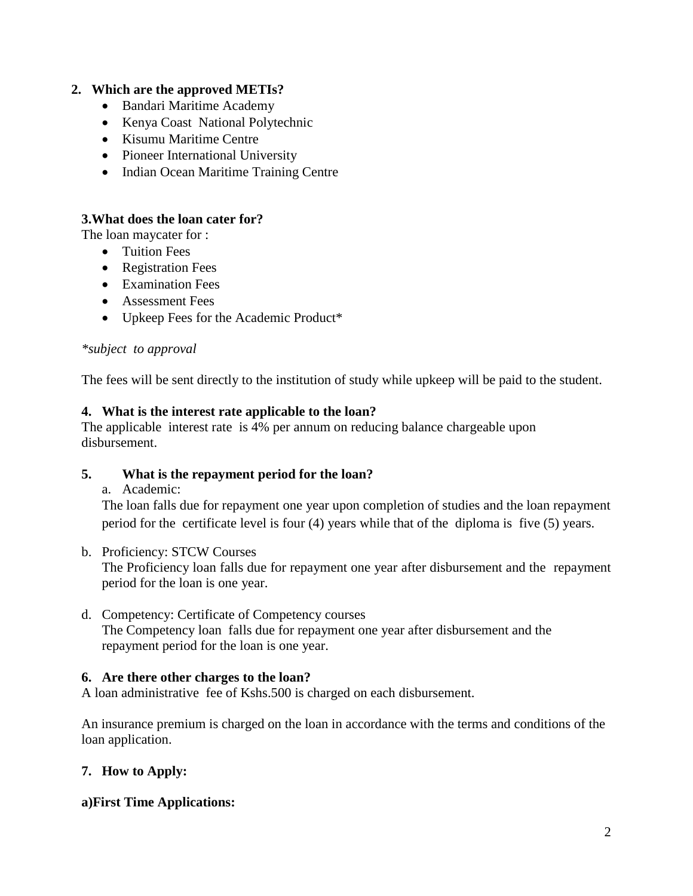## 2. Which are the approved METIs?

- Bandari Maritime Academy
- Kenya Coast National Polytechnic
- Kisumu Maritime Centre
- Pioneer International University
- Indian Ocean Maritime Training Centre

## 3.What does the loan cater for?

The loan maycater for :

- Tuition Fees
- Registration Fees
- Examination Fees
- Assessment Fees
- Upkeep Fees for the Academic Product*

*\*subject to approval*

The fees will be sent directly to the institution of study while upkeep will be paid to the student.

## 4. What is the interest rate applicable to the loan?

The applicable interest rate is 4% per annum on reducing balance chargeable upon disbursement.

## 5. What is the repayment period for the loan?

a. Academic:
The loan falls due for repayment one year upon completion of studies and the loan repayment period for the certificate level is four (4) years while that of the diploma is five (5) years.

b. Proficiency: STCW Courses
The Proficiency loan falls due for repayment one year after disbursement and the repayment period for the loan is one year.

d. Competency: Certificate of Competency courses
The Competency loan falls due for repayment one year after disbursement and the repayment period for the loan is one year.

## 6. Are there other charges to the loan?

A loan administrative fee of Kshs.500 is charged on each disbursement.

An insurance premium is charged on the loan in accordance with the terms and conditions of the loan application.

## 7. How to Apply:

### a)First Time Applications: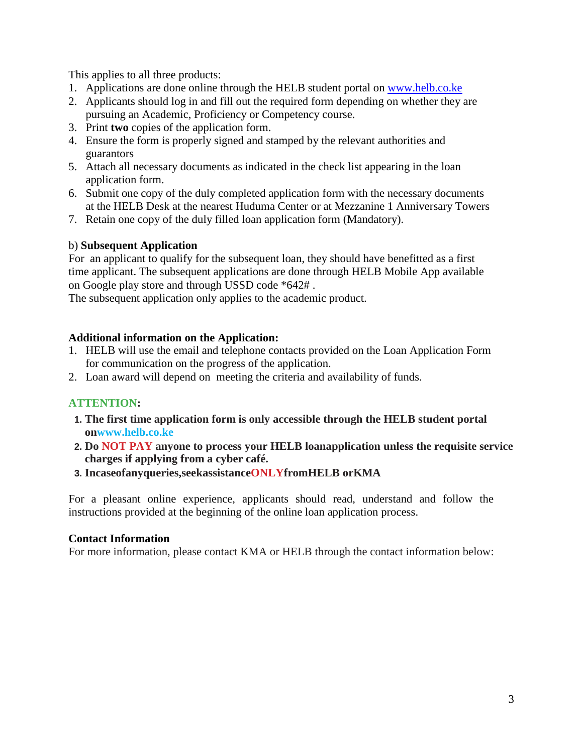This applies to all three products:

1. Applications are done online through the HELB student portal on www.helb.co.ke
2. Applicants should log in and fill out the required form depending on whether they are pursuing an Academic, Proficiency or Competency course.
3. Print **two** copies of the application form.
4. Ensure the form is properly signed and stamped by the relevant authorities and guarantors
5. Attach all necessary documents as indicated in the check list appearing in the loan application form.
6. Submit one copy of the duly completed application form with the necessary documents at the HELB Desk at the nearest Huduma Center or at Mezzanine 1 Anniversary Towers
7. Retain one copy of the duly filled loan application form (Mandatory).

b) **Subsequent Application**

For an applicant to qualify for the subsequent loan, they should have benefitted as a first time applicant. The subsequent applications are done through HELB Mobile App available on Google play store and through USSD code *642# .
The subsequent application only applies to the academic product.

**Additional information on the Application:**

1. HELB will use the email and telephone contacts provided on the Loan Application Form for communication on the progress of the application.
2. Loan award will depend on meeting the criteria and availability of funds.

**ATTENTION:**

1. **The first time application form is only accessible through the HELB student portal onwww.helb.co.ke**
2. **Do NOT PAY anyone to process your HELB loanapplication unless the requisite service charges if applying from a cyber café.**
3. **IncaseofanyqueriesseekassistanceONLYfromHELB orKMA**

For a pleasant online experience, applicants should read, understand and follow the instructions provided at the beginning of the online loan application process.

**Contact Information**

For more information, please contact KMA or HELB through the contact information below: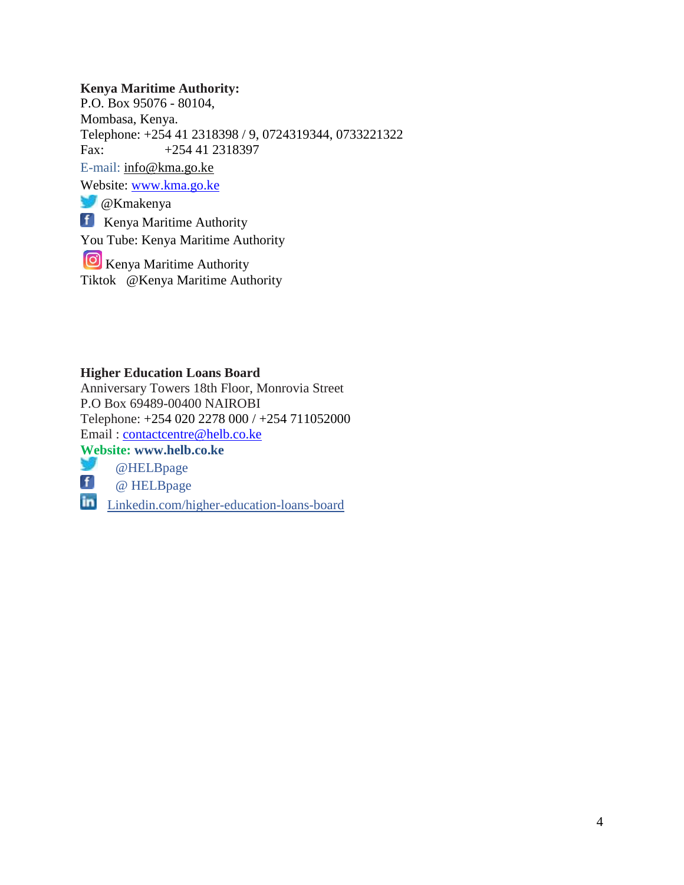**Kenya Maritime Authority:**
P.O. Box 95076 - 80104,
Mombasa, Kenya.
Telephone: +254 41 2318398 / 9, 0724319344, 0733221322
Fax: +254 41 2318397
E-mail: info@kma.go.ke
Website: www.kma.go.ke
@Kmakenya
Kenya Maritime Authority
You Tube: Kenya Maritime Authority
Kenya Maritime Authority
Tiktok @Kenya Maritime Authority

**Higher Education Loans Board**
Anniversary Towers 18th Floor, Monrovia Street
P.O Box 69489-00400 NAIROBI
Telephone: +254 020 2278 000 / +254 711052000
Email : contactcentre@helb.co.ke
**Website: www.helb.co.ke**
@HELBpage
@ HELBpage
Linkedin.com/higher-education-loans-board